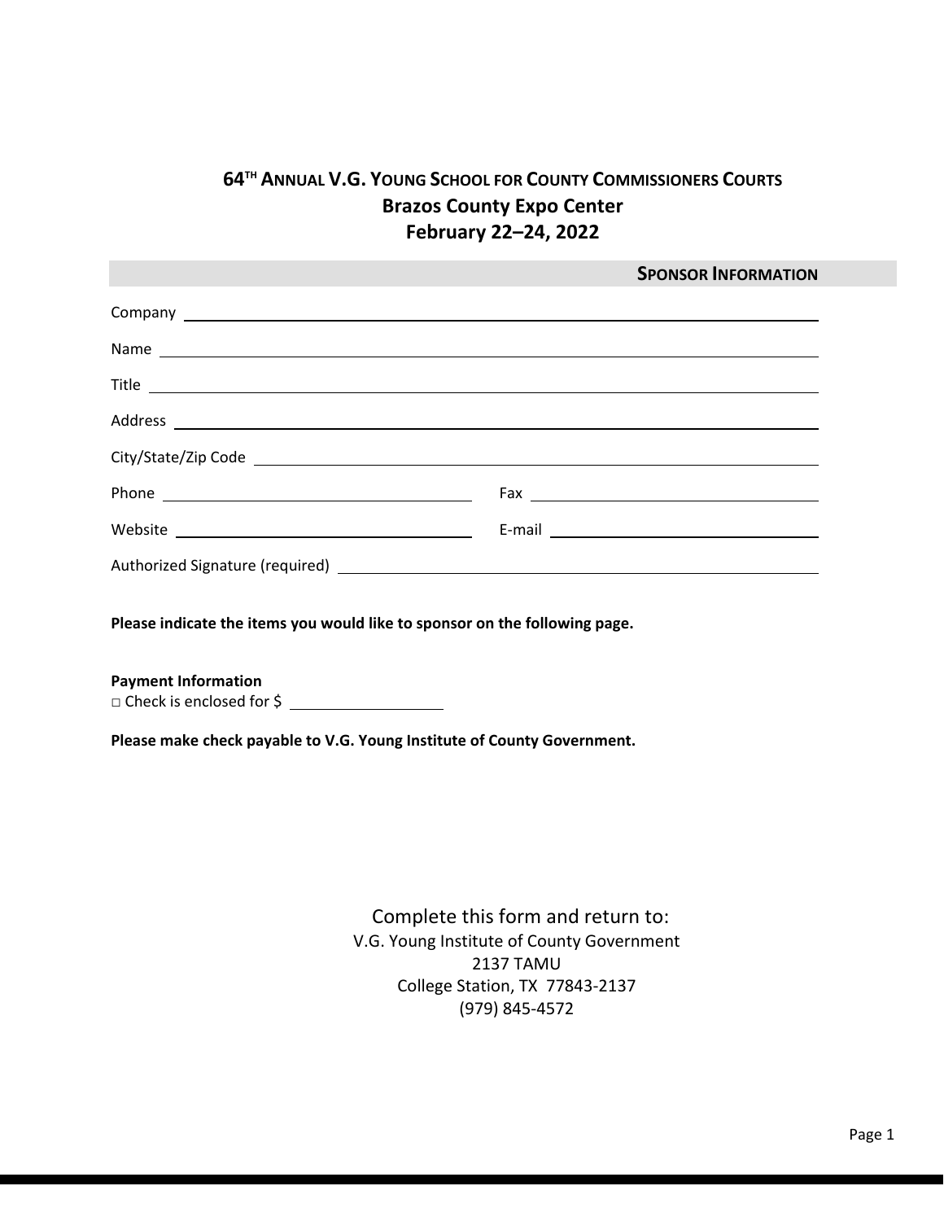# 64TH ANNUAL V.G. YOUNG SCHOOL FOR COUNTY COMMISSIONERS COURTS
## Brazos County Expo Center
## February 22–24, 2022

### SPONSOR INFORMATION

Company ______________________________________________

Name ______________________________________________

Title ______________________________________________

Address ______________________________________________

City/State/Zip Code ______________________________________________

Phone ______________________ Fax ______________________

Website ______________________ E-mail ______________________

Authorized Signature (required) ______________________________________________

**Please indicate the items you would like to sponsor on the following page.**

**Payment Information**

□ Check is enclosed for $ ______________

**Please make check payable to V.G. Young Institute of County Government.**

Complete this form and return to:
V.G. Young Institute of County Government
2137 TAMU
College Station, TX 77843-2137
(979) 845-4572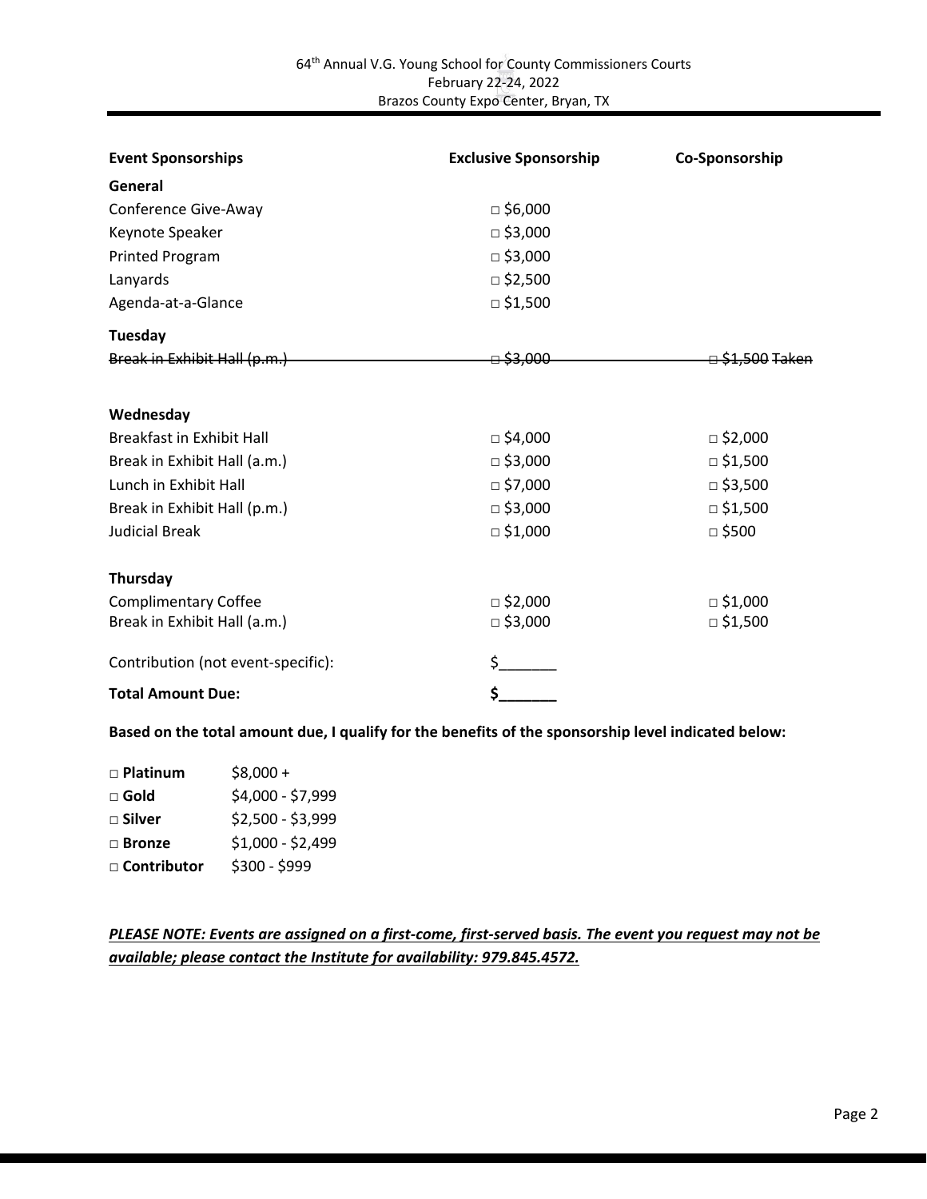| Event Sponsorships | Exclusive Sponsorship | Co-Sponsorship |
|---|---|---|
| **General** | | |
| Conference Give-Away | □ $6,000 | |
| Keynote Speaker | □ $3,000 | |
| Printed Program | □ $3,000 | |
| Lanyards | □ $2,500 | |
| Agenda-at-a-Glance | □ $1,500 | |
| **Tuesday** | | |
| ~~Break in Exhibit Hall (p.m.)~~ | ~~□ $3,000~~ | ~~□ $1,500 Taken~~ |
| **Wednesday** | | |
| Breakfast in Exhibit Hall | □ $4,000 | □ $2,000 |
| Break in Exhibit Hall (a.m.) | □ $3,000 | □ $1,500 |
| Lunch in Exhibit Hall | □ $7,000 | □ $3,500 |
| Break in Exhibit Hall (p.m.) | □ $3,000 | □ $1,500 |
| Judicial Break | □ $1,000 | □ $500 |
| **Thursday** | | |
| Complimentary Coffee | □ $2,000 | □ $1,000 |
| Break in Exhibit Hall (a.m.) | □ $3,000 | □ $1,500 |
| Contribution (not event-specific): | $_______ | |
| **Total Amount Due:** | **$_______** | |

**Based on the total amount due, I qualify for the benefits of the sponsorship level indicated below:**

- □ **Platinum** $8,000 +
- □ **Gold** $4,000 - $7,999
- □ **Silver** $2,500 - $3,999
- □ **Bronze** $1,000 - $2,499
- □ **Contributor** $300 - $999

***PLEASE NOTE: Events are assigned on a first-come, first-served basis. The event you request may not be available; please contact the Institute for availability: 979.845.4572.***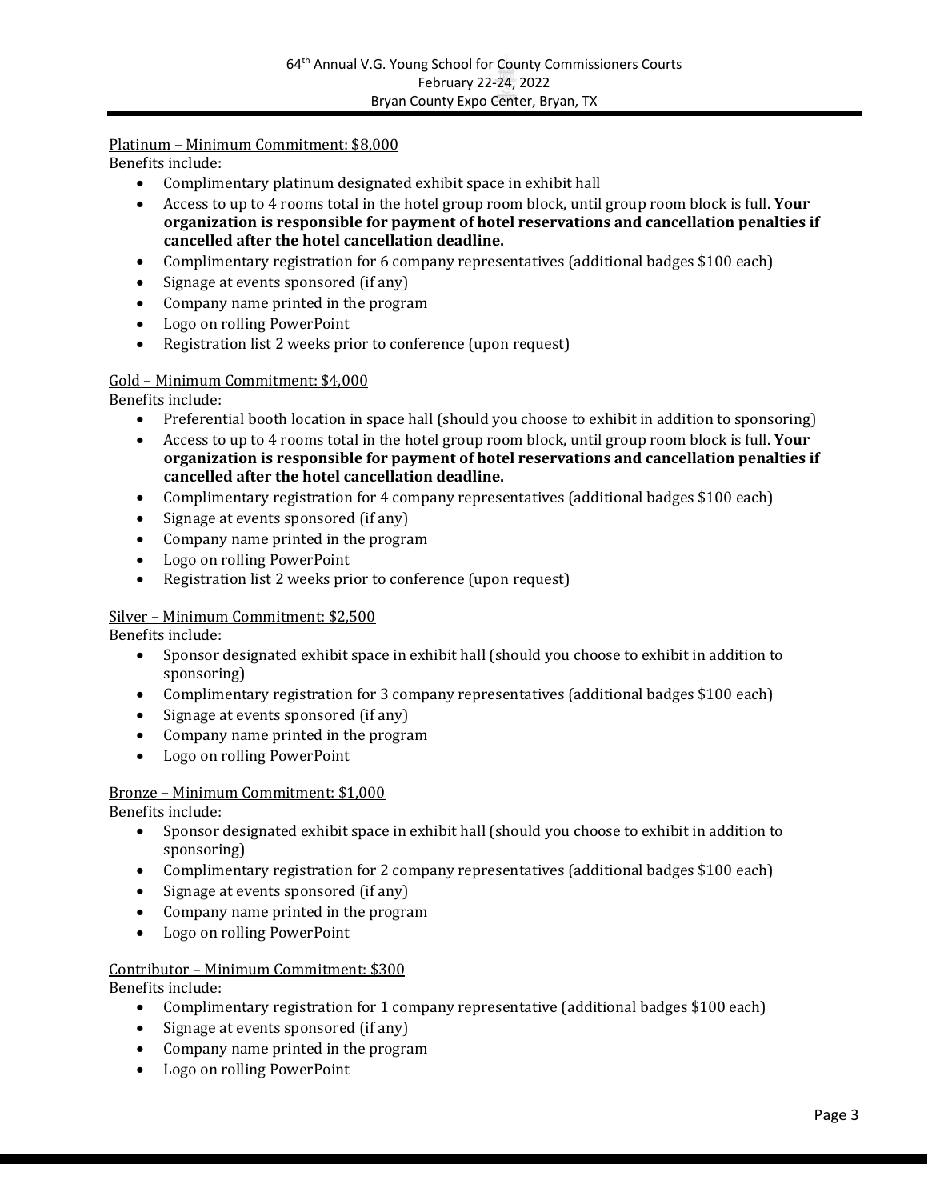Platinum – Minimum Commitment: $8,000

Benefits include:

- Complimentary platinum designated exhibit space in exhibit hall
- Access to up to 4 rooms total in the hotel group room block, until group room block is full. **Your organization is responsible for payment of hotel reservations and cancellation penalties if cancelled after the hotel cancellation deadline.**
- Complimentary registration for 6 company representatives (additional badges $100 each)
- Signage at events sponsored (if any)
- Company name printed in the program
- Logo on rolling PowerPoint
- Registration list 2 weeks prior to conference (upon request)

Gold – Minimum Commitment: $4,000

Benefits include:

- Preferential booth location in space hall (should you choose to exhibit in addition to sponsoring)
- Access to up to 4 rooms total in the hotel group room block, until group room block is full. **Your organization is responsible for payment of hotel reservations and cancellation penalties if cancelled after the hotel cancellation deadline.**
- Complimentary registration for 4 company representatives (additional badges $100 each)
- Signage at events sponsored (if any)
- Company name printed in the program
- Logo on rolling PowerPoint
- Registration list 2 weeks prior to conference (upon request)

Silver – Minimum Commitment: $2,500

Benefits include:

- Sponsor designated exhibit space in exhibit hall (should you choose to exhibit in addition to sponsoring)
- Complimentary registration for 3 company representatives (additional badges $100 each)
- Signage at events sponsored (if any)
- Company name printed in the program
- Logo on rolling PowerPoint

Bronze – Minimum Commitment: $1,000

Benefits include:

- Sponsor designated exhibit space in exhibit hall (should you choose to exhibit in addition to sponsoring)
- Complimentary registration for 2 company representatives (additional badges $100 each)
- Signage at events sponsored (if any)
- Company name printed in the program
- Logo on rolling PowerPoint

Contributor – Minimum Commitment: $300

Benefits include:

- Complimentary registration for 1 company representative (additional badges $100 each)
- Signage at events sponsored (if any)
- Company name printed in the program
- Logo on rolling PowerPoint